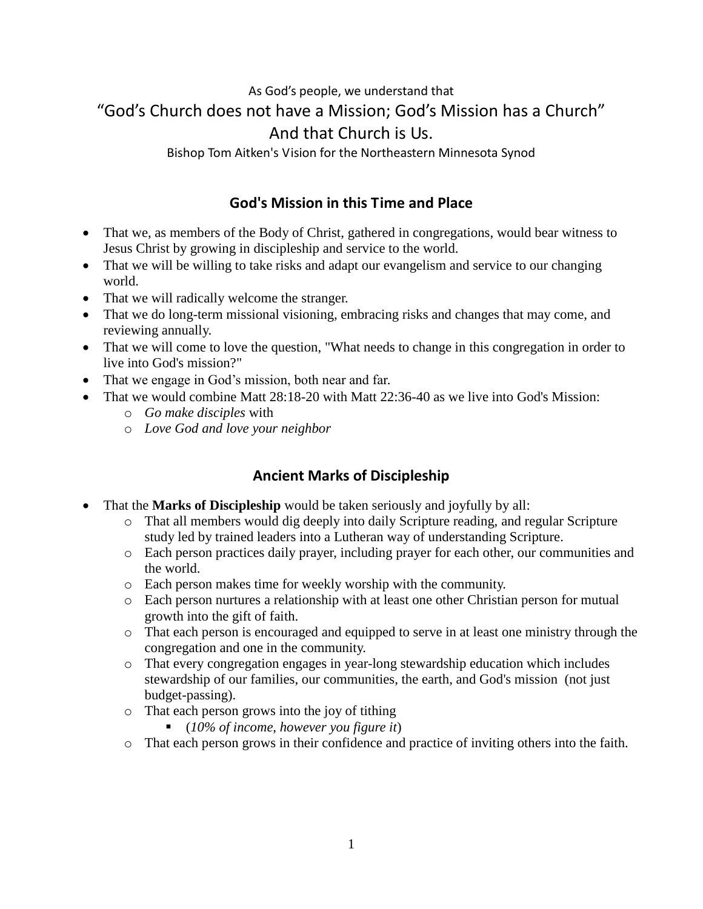As God's people, we understand that

# "God's Church does not have a Mission; God's Mission has a Church"

# And that Church is Us.

Bishop Tom Aitken's Vision for the Northeastern Minnesota Synod

## God's Mission in this Time and Place

- That we, as members of the Body of Christ, gathered in congregations, would bear witness to Jesus Christ by growing in discipleship and service to the world.
- That we will be willing to take risks and adapt our evangelism and service to our changing world.
- That we will radically welcome the stranger.
- That we do long-term missional visioning, embracing risks and changes that may come, and reviewing annually.
- That we will come to love the question, "What needs to change in this congregation in order to live into God's mission?"
- That we engage in God's mission, both near and far.
- That we would combine Matt 28:18-20 with Matt 22:36-40 as we live into God's Mission:
  - *Go make disciples* with
  - *Love God and love your neighbor*

## Ancient Marks of Discipleship

- That the **Marks of Discipleship** would be taken seriously and joyfully by all:
  - That all members would dig deeply into daily Scripture reading, and regular Scripture study led by trained leaders into a Lutheran way of understanding Scripture.
  - Each person practices daily prayer, including prayer for each other, our communities and the world.
  - Each person makes time for weekly worship with the community.
  - Each person nurtures a relationship with at least one other Christian person for mutual growth into the gift of faith.
  - That each person is encouraged and equipped to serve in at least one ministry through the congregation and one in the community.
  - That every congregation engages in year-long stewardship education which includes stewardship of our families, our communities, the earth, and God's mission (not just budget-passing).
  - That each person grows into the joy of tithing
    - (*10% of income, however you figure it*)
  - That each person grows in their confidence and practice of inviting others into the faith.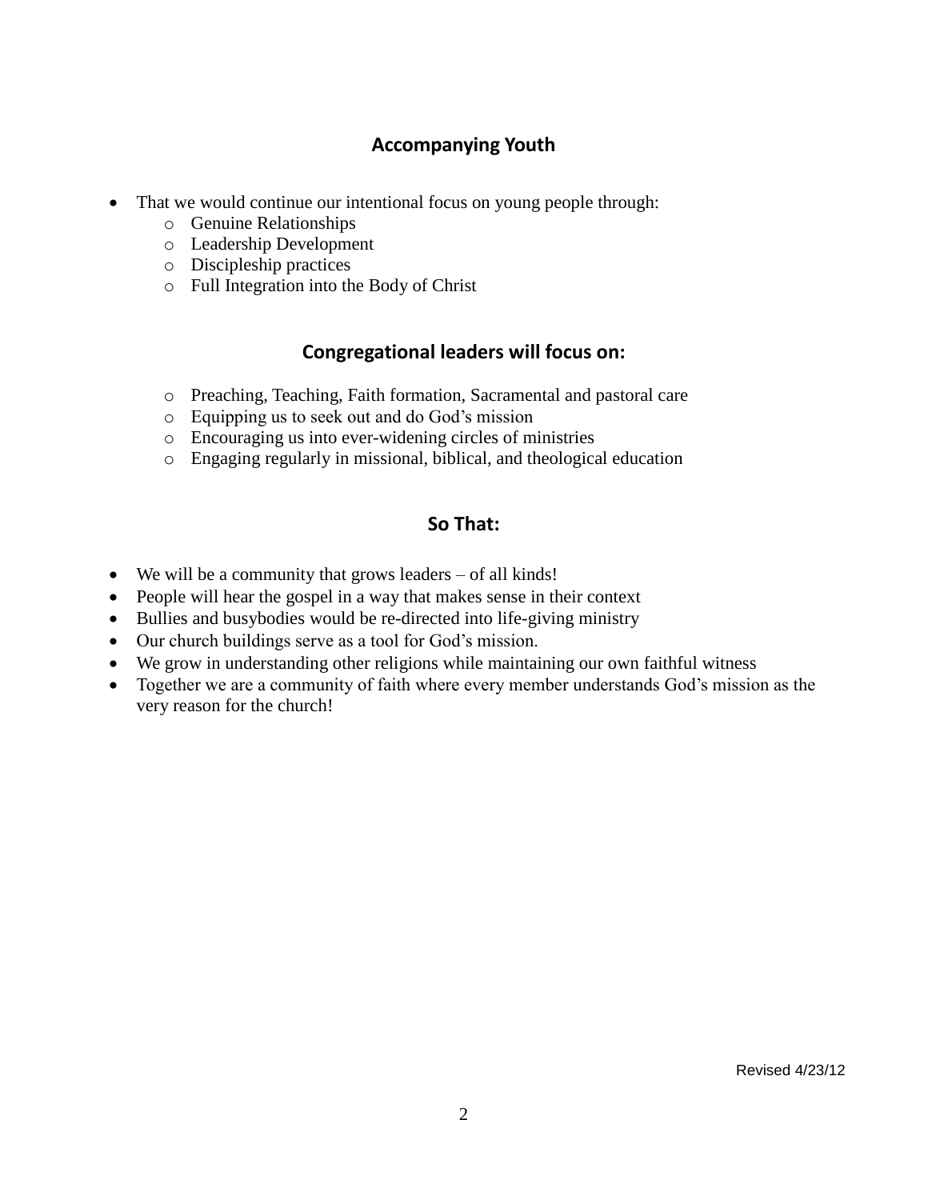## Accompanying Youth

- That we would continue our intentional focus on young people through:
  - Genuine Relationships
  - Leadership Development
  - Discipleship practices
  - Full Integration into the Body of Christ

## Congregational leaders will focus on:

- Preaching, Teaching, Faith formation, Sacramental and pastoral care
- Equipping us to seek out and do God's mission
- Encouraging us into ever-widening circles of ministries
- Engaging regularly in missional, biblical, and theological education

## So That:

- We will be a community that grows leaders – of all kinds!
- People will hear the gospel in a way that makes sense in their context
- Bullies and busybodies would be re-directed into life-giving ministry
- Our church buildings serve as a tool for God's mission.
- We grow in understanding other religions while maintaining our own faithful witness
- Together we are a community of faith where every member understands God's mission as the very reason for the church!

Revised 4/23/12